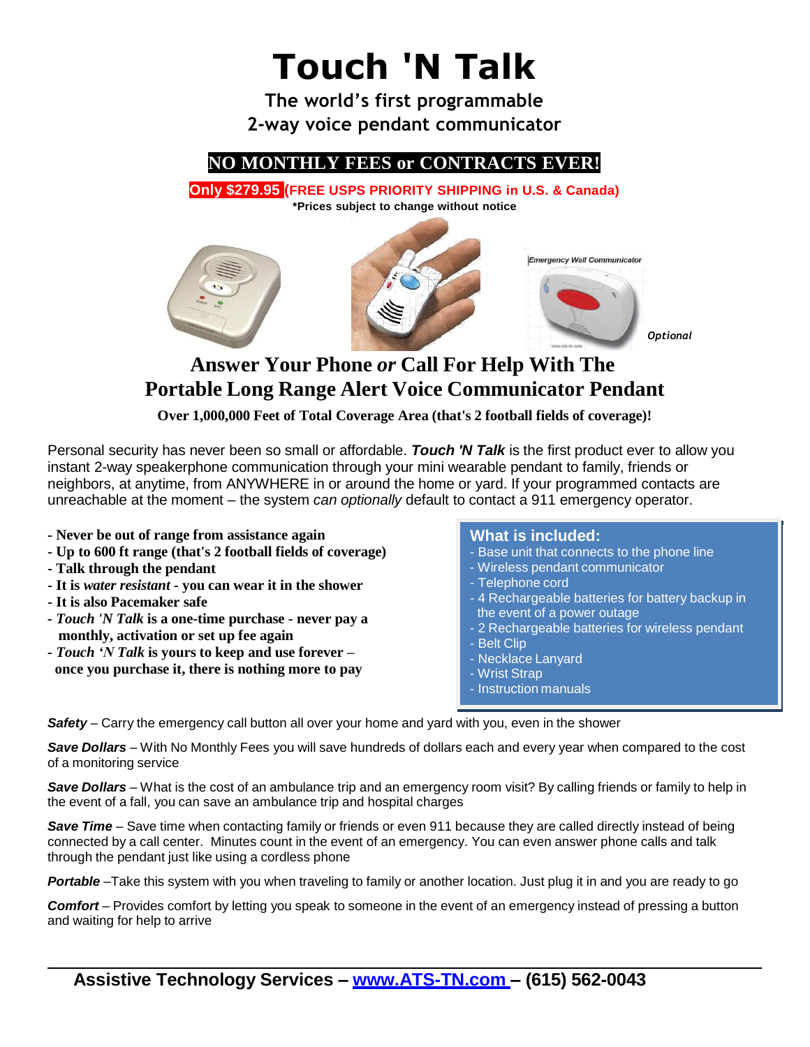# Touch 'N Talk

**The world's first programmable 2-way voice pendant communicator**

**NO MONTHLY FEES or CONTRACTS EVER!**

**Only $279.95 (FREE USPS PRIORITY SHIPPING in U.S. & Canada)**

***Prices subject to change without notice**

Emergency Wall Communicator

*Optional*

## Answer Your Phone *or* Call For Help With The Portable Long Range Alert Voice Communicator Pendant

**Over 1,000,000 Feet of Total Coverage Area (that's 2 football fields of coverage)!**

Personal security has never been so small or affordable. ***Touch 'N Talk*** is the first product ever to allow you instant 2-way speakerphone communication through your mini wearable pendant to family, friends or neighbors, at anytime, from ANYWHERE in or around the home or yard. If your programmed contacts are unreachable at the moment – the system *can optionally* default to contact a 911 emergency operator.

- **Never be out of range from assistance again**
- **Up to 600 ft range (that's 2 football fields of coverage)**
- **Talk through the pendant**
- **It is *water resistant* - you can wear it in the shower**
- **It is also Pacemaker safe**
- ***Touch 'N Talk* is a one-time purchase - never pay a monthly, activation or set up fee again**
- ***Touch 'N Talk* is yours to keep and use forever – once you purchase it, there is nothing more to pay**

### What is included:

- Base unit that connects to the phone line
- Wireless pendant communicator
- Telephone cord
- 4 Rechargeable batteries for battery backup in the event of a power outage
- 2 Rechargeable batteries for wireless pendant
- Belt Clip
- Necklace Lanyard
- Wrist Strap
- Instruction manuals

***Safety*** – Carry the emergency call button all over your home and yard with you, even in the shower

***Save Dollars*** – With No Monthly Fees you will save hundreds of dollars each and every year when compared to the cost of a monitoring service

***Save Dollars*** – What is the cost of an ambulance trip and an emergency room visit? By calling friends or family to help in the event of a fall, you can save an ambulance trip and hospital charges

***Save Time*** – Save time when contacting family or friends or even 911 because they are called directly instead of being connected by a call center. Minutes count in the event of an emergency. You can even answer phone calls and talk through the pendant just like using a cordless phone

***Portable*** –Take this system with you when traveling to family or another location. Just plug it in and you are ready to go

***Comfort*** – Provides comfort by letting you speak to someone in the event of an emergency instead of pressing a button and waiting for help to arrive

**Assistive Technology Services – [www.ATS-TN.com](http://www.ATS-TN.com) – (615) 562-0043**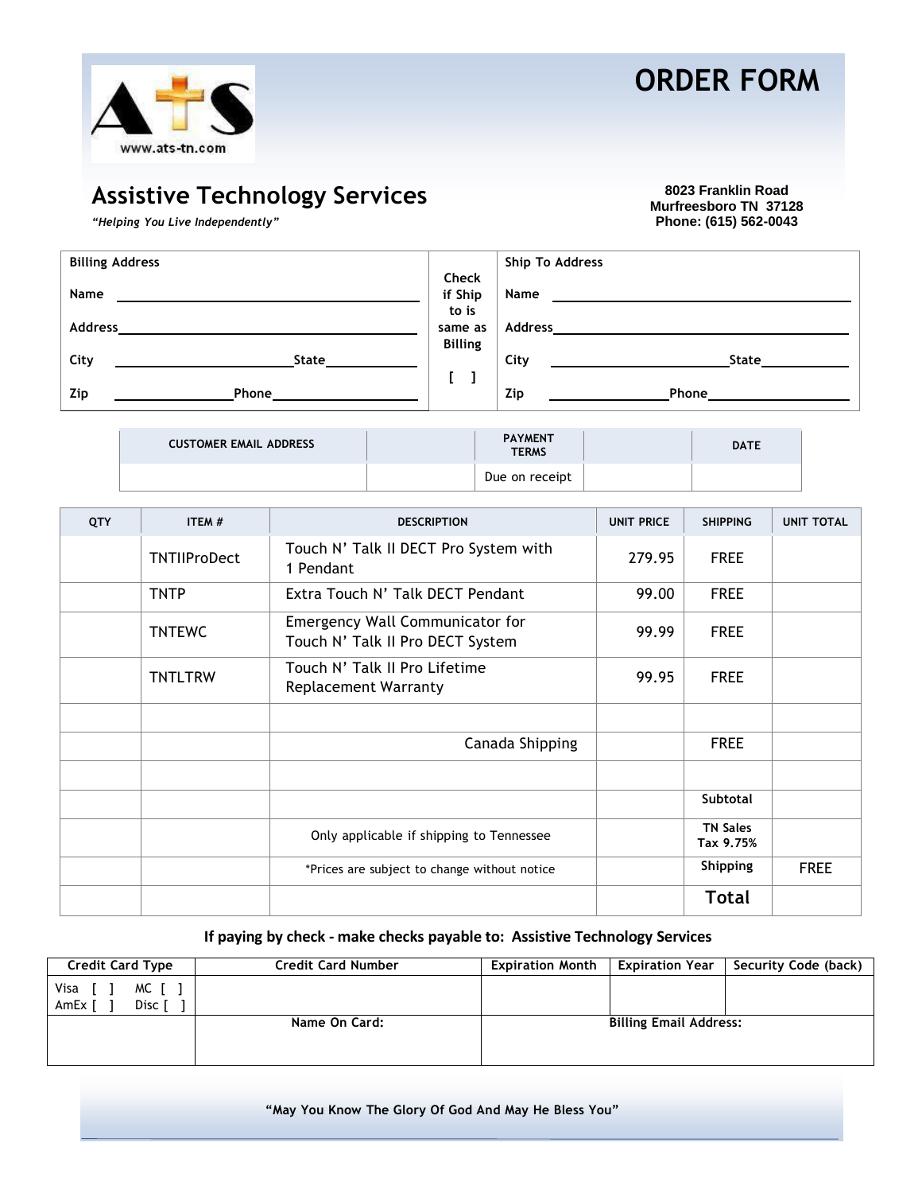# ORDER FORM

www.ats-tn.com

## Assistive Technology Services

*"Helping You Live Independently"*

**8023 Franklin Road**
**Murfreesboro TN 37128**
**Phone: (615) 562-0043**

| Billing Address | Check if Ship to is same as Billing | Ship To Address |
|---|---|---|
| Name ______________________ | [ ] | Name ______________________ |
| Address ______________________ | | Address ______________________ |
| City ____________ State ________ | | City ____________ State ________ |
| Zip ____________ Phone ________ | | Zip ____________ Phone ________ |

| CUSTOMER EMAIL ADDRESS | | PAYMENT TERMS | | DATE |
|---|---|---|---|---|
| | | Due on receipt | | |

| QTY | ITEM # | DESCRIPTION | UNIT PRICE | SHIPPING | UNIT TOTAL |
|---|---|---|---|---|---|
| | TNTIIProDect | Touch N' Talk II DECT Pro System with 1 Pendant | 279.95 | FREE | |
| | TNTP | Extra Touch N' Talk DECT Pendant | 99.00 | FREE | |
| | TNTEWC | Emergency Wall Communicator for Touch N' Talk II Pro DECT System | 99.99 | FREE | |
| | TNTLTRW | Touch N' Talk II Pro Lifetime Replacement Warranty | 99.95 | FREE | |
| | | | | | |
| | | Canada Shipping | | FREE | |
| | | | | | |
| | | | | Subtotal | |
| | | Only applicable if shipping to Tennessee | | TN Sales Tax 9.75% | |
| | | *Prices are subject to change without notice | | Shipping | FREE |
| | | | | **Total** | |

**If paying by check - make checks payable to: Assistive Technology Services**

| Credit Card Type | Credit Card Number | Expiration Month | Expiration Year | Security Code (back) |
|---|---|---|---|---|
| Visa [ ] MC [ ] AmEx [ ] Disc [ ] | | | | |
| | Name On Card: | Billing Email Address: | | |

**"May You Know The Glory Of God And May He Bless You"**